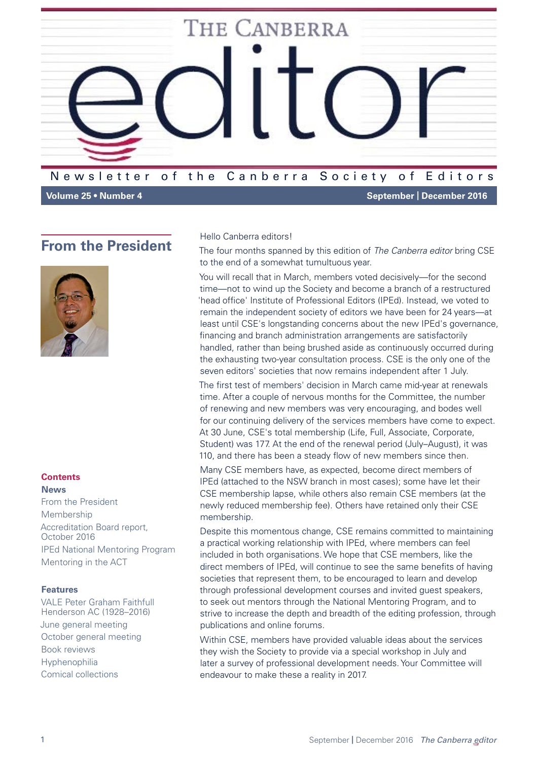# The Canberra editor

Newsletter of the Canberra Society of Editors

Volume 25 • Number 4 — September | December 2016

## From the President

Hello Canberra editors!

The four months spanned by this edition of *The Canberra editor* bring CSE to the end of a somewhat tumultuous year.

You will recall that in March, members voted decisively—for the second time—not to wind up the Society and become a branch of a restructured 'head office' Institute of Professional Editors (IPEd). Instead, we voted to remain the independent society of editors we have been for 24 years—at least until CSE's longstanding concerns about the new IPEd's governance, financing and branch administration arrangements are satisfactorily handled, rather than being brushed aside as continuously occurred during the exhausting two-year consultation process. CSE is the only one of the seven editors' societies that now remains independent after 1 July.

The first test of members' decision in March came mid-year at renewals time. After a couple of nervous months for the Committee, the number of renewing and new members was very encouraging, and bodes well for our continuing delivery of the services members have come to expect. At 30 June, CSE's total membership (Life, Full, Associate, Corporate, Student) was 177. At the end of the renewal period (July–August), it was 110, and there has been a steady flow of new members since then.

Many CSE members have, as expected, become direct members of IPEd (attached to the NSW branch in most cases); some have let their CSE membership lapse, while others also remain CSE members (at the newly reduced membership fee). Others have retained only their CSE membership.

Despite this momentous change, CSE remains committed to maintaining a practical working relationship with IPEd, where members can feel included in both organisations. We hope that CSE members, like the direct members of IPEd, will continue to see the same benefits of having societies that represent them, to be encouraged to learn and develop through professional development courses and invited guest speakers, to seek out mentors through the National Mentoring Program, and to strive to increase the depth and breadth of the editing profession, through publications and online forums.

Within CSE, members have provided valuable ideas about the services they wish the Society to provide via a special workshop in July and later a survey of professional development needs. Your Committee will endeavour to make these a reality in 2017.

### Contents

**News**

- From the President
- Membership
- Accreditation Board report, October 2016
- IPEd National Mentoring Program
- Mentoring in the ACT

**Features**

- VALE Peter Graham Faithfull Henderson AC (1928–2016)
- June general meeting
- October general meeting
- Book reviews
- Hyphenophilia
- Comical collections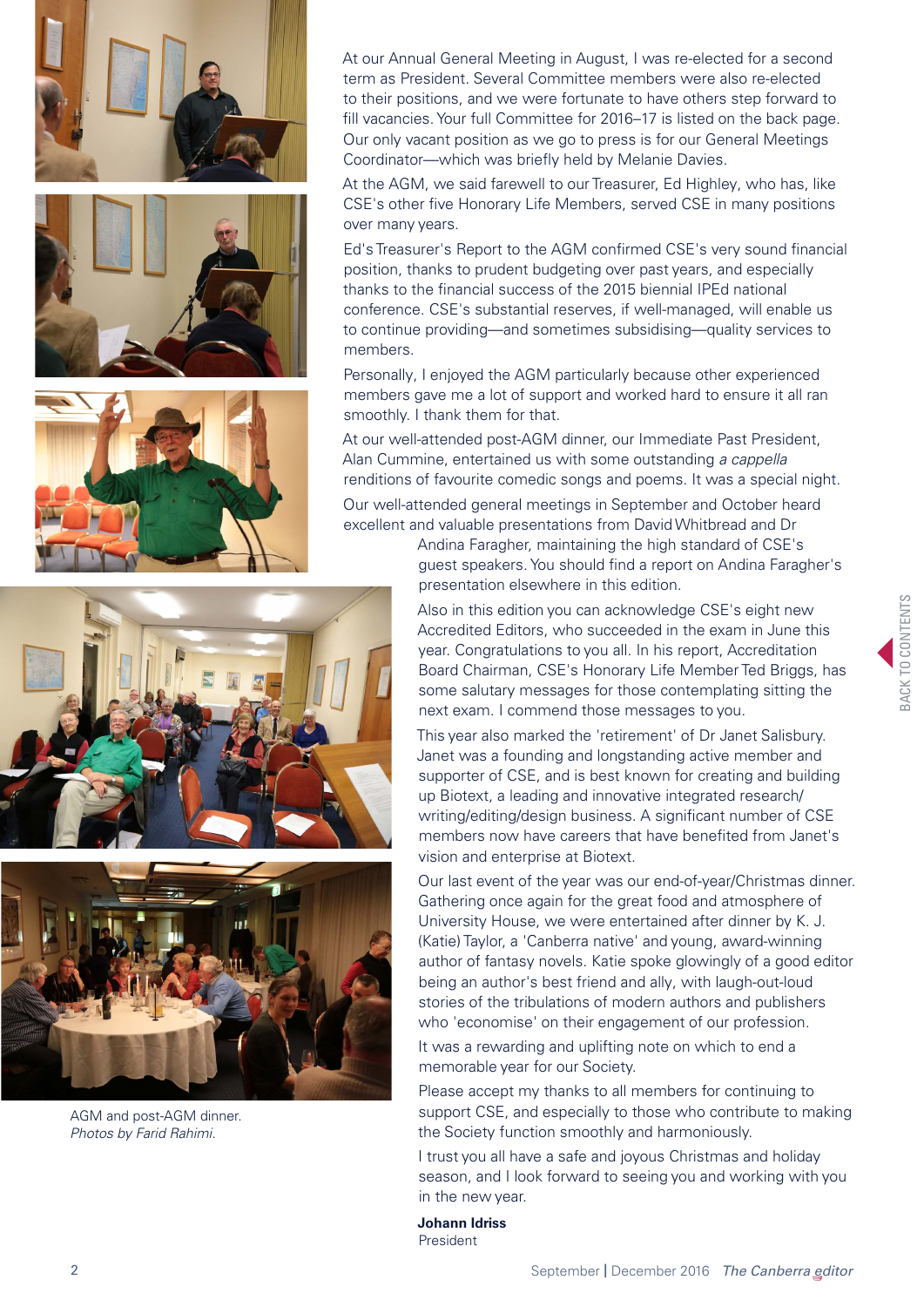At our Annual General Meeting in August, I was re-elected for a second term as President. Several Committee members were also re-elected to their positions, and we were fortunate to have others step forward to fill vacancies. Your full Committee for 2016–17 is listed on the back page. Our only vacant position as we go to press is for our General Meetings Coordinator—which was briefly held by Melanie Davies.

At the AGM, we said farewell to our Treasurer, Ed Highley, who has, like CSE's other five Honorary Life Members, served CSE in many positions over many years.

Ed's Treasurer's Report to the AGM confirmed CSE's very sound financial position, thanks to prudent budgeting over past years, and especially thanks to the financial success of the 2015 biennial IPEd national conference. CSE's substantial reserves, if well-managed, will enable us to continue providing—and sometimes subsidising—quality services to members.

Personally, I enjoyed the AGM particularly because other experienced members gave me a lot of support and worked hard to ensure it all ran smoothly. I thank them for that.

At our well-attended post-AGM dinner, our Immediate Past President, Alan Cummine, entertained us with some outstanding *a cappella* renditions of favourite comedic songs and poems. It was a special night.

Our well-attended general meetings in September and October heard excellent and valuable presentations from David Whitbread and Dr Andina Faragher, maintaining the high standard of CSE's guest speakers. You should find a report on Andina Faragher's presentation elsewhere in this edition.

Also in this edition you can acknowledge CSE's eight new Accredited Editors, who succeeded in the exam in June this year. Congratulations to you all. In his report, Accreditation Board Chairman, CSE's Honorary Life Member Ted Briggs, has some salutary messages for those contemplating sitting the next exam. I commend those messages to you.

This year also marked the 'retirement' of Dr Janet Salisbury. Janet was a founding and longstanding active member and supporter of CSE, and is best known for creating and building up Biotext, a leading and innovative integrated research/writing/editing/design business. A significant number of CSE members now have careers that have benefited from Janet's vision and enterprise at Biotext.

Our last event of the year was our end-of-year/Christmas dinner. Gathering once again for the great food and atmosphere of University House, we were entertained after dinner by K. J. (Katie) Taylor, a 'Canberra native' and young, award-winning author of fantasy novels. Katie spoke glowingly of a good editor being an author's best friend and ally, with laugh-out-loud stories of the tribulations of modern authors and publishers who 'economise' on their engagement of our profession.

It was a rewarding and uplifting note on which to end a memorable year for our Society.

Please accept my thanks to all members for continuing to support CSE, and especially to those who contribute to making the Society function smoothly and harmoniously.

I trust you all have a safe and joyous Christmas and holiday season, and I look forward to seeing you and working with you in the new year.

**Johann Idriss**
President

AGM and post-AGM dinner.
*Photos by Farid Rahimi.*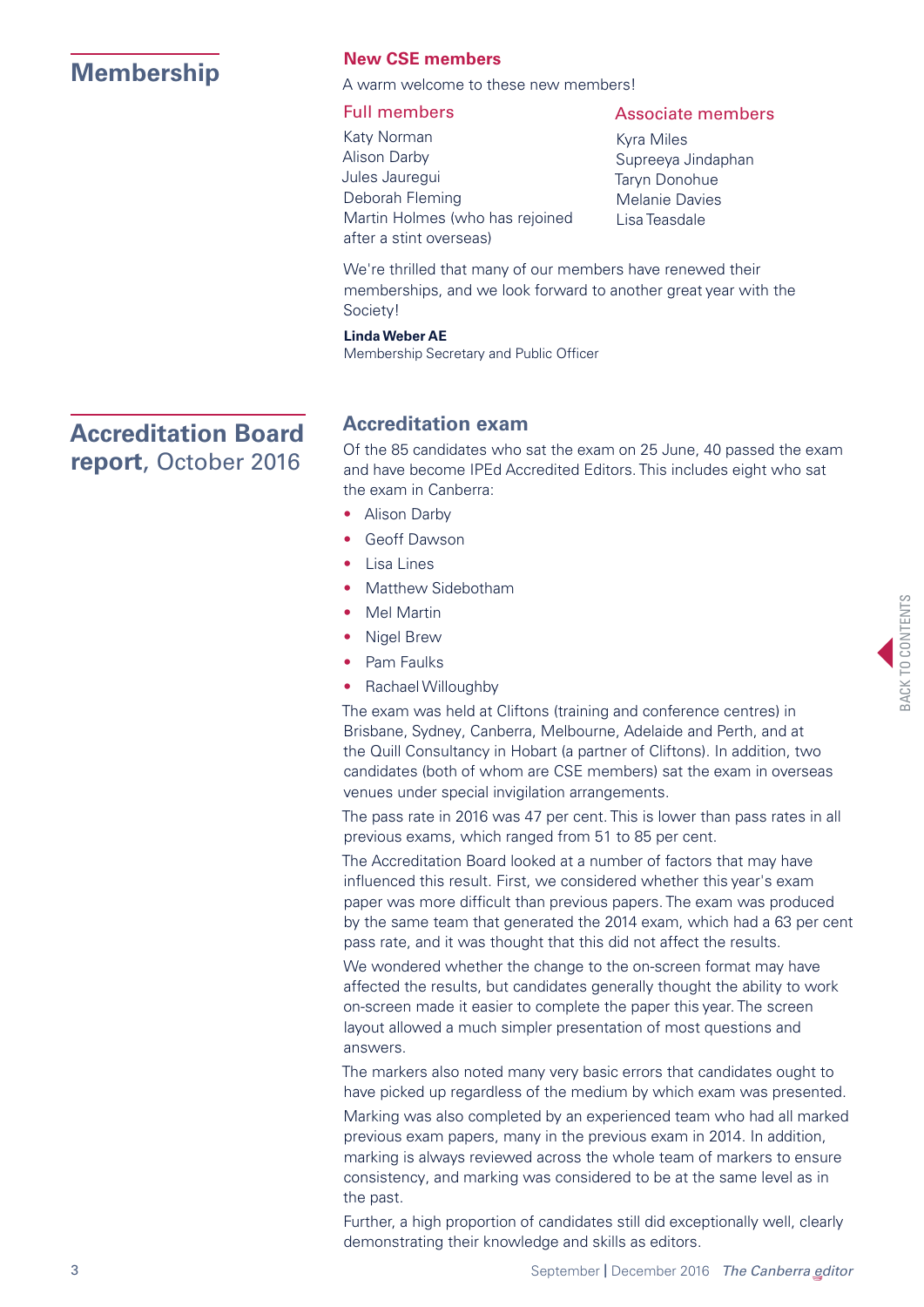## Membership

### New CSE members

A warm welcome to these new members!

#### Full members

Katy Norman
Alison Darby
Jules Jauregui
Deborah Fleming
Martin Holmes (who has rejoined after a stint overseas)

#### Associate members

Kyra Miles
Supreeya Jindaphan
Taryn Donohue
Melanie Davies
Lisa Teasdale

We're thrilled that many of our members have renewed their memberships, and we look forward to another great year with the Society!

**Linda Weber AE**
Membership Secretary and Public Officer

## Accreditation Board report, October 2016

### Accreditation exam

Of the 85 candidates who sat the exam on 25 June, 40 passed the exam and have become IPEd Accredited Editors. This includes eight who sat the exam in Canberra:

- Alison Darby
- Geoff Dawson
- Lisa Lines
- Matthew Sidebotham
- Mel Martin
- Nigel Brew
- Pam Faulks
- Rachael Willoughby

The exam was held at Cliftons (training and conference centres) in Brisbane, Sydney, Canberra, Melbourne, Adelaide and Perth, and at the Quill Consultancy in Hobart (a partner of Cliftons). In addition, two candidates (both of whom are CSE members) sat the exam in overseas venues under special invigilation arrangements.

The pass rate in 2016 was 47 per cent. This is lower than pass rates in all previous exams, which ranged from 51 to 85 per cent.

The Accreditation Board looked at a number of factors that may have influenced this result. First, we considered whether this year's exam paper was more difficult than previous papers. The exam was produced by the same team that generated the 2014 exam, which had a 63 per cent pass rate, and it was thought that this did not affect the results.

We wondered whether the change to the on-screen format may have affected the results, but candidates generally thought the ability to work on-screen made it easier to complete the paper this year. The screen layout allowed a much simpler presentation of most questions and answers.

The markers also noted many very basic errors that candidates ought to have picked up regardless of the medium by which exam was presented.

Marking was also completed by an experienced team who had all marked previous exam papers, many in the previous exam in 2014. In addition, marking is always reviewed across the whole team of markers to ensure consistency, and marking was considered to be at the same level as in the past.

Further, a high proportion of candidates still did exceptionally well, clearly demonstrating their knowledge and skills as editors.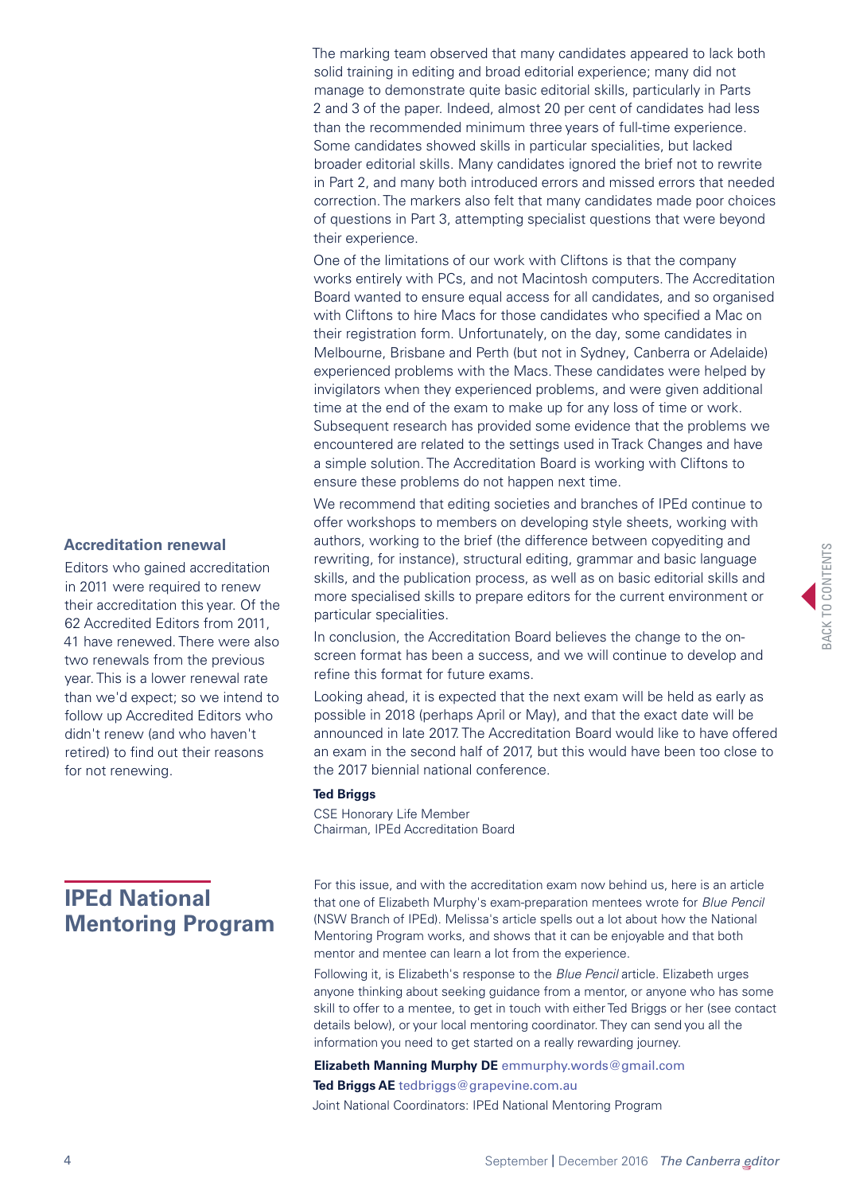The marking team observed that many candidates appeared to lack both solid training in editing and broad editorial experience; many did not manage to demonstrate quite basic editorial skills, particularly in Parts 2 and 3 of the paper. Indeed, almost 20 per cent of candidates had less than the recommended minimum three years of full-time experience. Some candidates showed skills in particular specialities, but lacked broader editorial skills. Many candidates ignored the brief not to rewrite in Part 2, and many both introduced errors and missed errors that needed correction. The markers also felt that many candidates made poor choices of questions in Part 3, attempting specialist questions that were beyond their experience.

One of the limitations of our work with Cliftons is that the company works entirely with PCs, and not Macintosh computers. The Accreditation Board wanted to ensure equal access for all candidates, and so organised with Cliftons to hire Macs for those candidates who specified a Mac on their registration form. Unfortunately, on the day, some candidates in Melbourne, Brisbane and Perth (but not in Sydney, Canberra or Adelaide) experienced problems with the Macs. These candidates were helped by invigilators when they experienced problems, and were given additional time at the end of the exam to make up for any loss of time or work. Subsequent research has provided some evidence that the problems we encountered are related to the settings used in Track Changes and have a simple solution. The Accreditation Board is working with Cliftons to ensure these problems do not happen next time.

We recommend that editing societies and branches of IPEd continue to offer workshops to members on developing style sheets, working with authors, working to the brief (the difference between copyediting and rewriting, for instance), structural editing, grammar and basic language skills, and the publication process, as well as on basic editorial skills and more specialised skills to prepare editors for the current environment or particular specialities.

In conclusion, the Accreditation Board believes the change to the on-screen format has been a success, and we will continue to develop and refine this format for future exams.

Looking ahead, it is expected that the next exam will be held as early as possible in 2018 (perhaps April or May), and that the exact date will be announced in late 2017. The Accreditation Board would like to have offered an exam in the second half of 2017, but this would have been too close to the 2017 biennial national conference.

**Ted Briggs**
CSE Honorary Life Member
Chairman, IPEd Accreditation Board

### Accreditation renewal

Editors who gained accreditation in 2011 were required to renew their accreditation this year. Of the 62 Accredited Editors from 2011, 41 have renewed. There were also two renewals from the previous year. This is a lower renewal rate than we'd expect; so we intend to follow up Accredited Editors who didn't renew (and who haven't retired) to find out their reasons for not renewing.

## IPEd National Mentoring Program

For this issue, and with the accreditation exam now behind us, here is an article that one of Elizabeth Murphy's exam-preparation mentees wrote for *Blue Pencil* (NSW Branch of IPEd). Melissa's article spells out a lot about how the National Mentoring Program works, and shows that it can be enjoyable and that both mentor and mentee can learn a lot from the experience.

Following it, is Elizabeth's response to the *Blue Pencil* article. Elizabeth urges anyone thinking about seeking guidance from a mentor, or anyone who has some skill to offer to a mentee, to get in touch with either Ted Briggs or her (see contact details below), or your local mentoring coordinator. They can send you all the information you need to get started on a really rewarding journey.

**Elizabeth Manning Murphy DE** emmurphy.words@gmail.com
**Ted Briggs AE** tedbriggs@grapevine.com.au
Joint National Coordinators: IPEd National Mentoring Program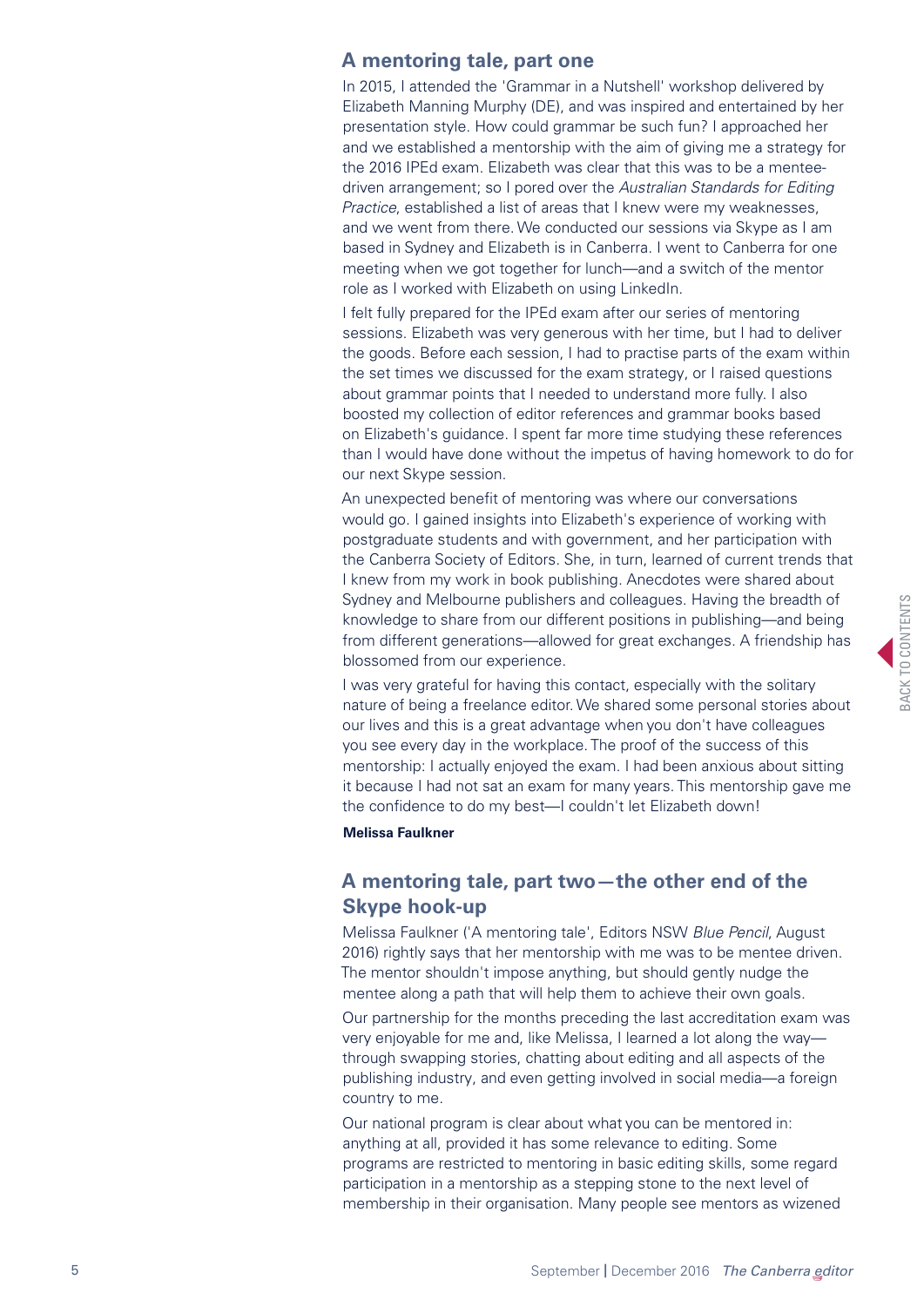## A mentoring tale, part one

In 2015, I attended the 'Grammar in a Nutshell' workshop delivered by Elizabeth Manning Murphy (DE), and was inspired and entertained by her presentation style. How could grammar be such fun? I approached her and we established a mentorship with the aim of giving me a strategy for the 2016 IPEd exam. Elizabeth was clear that this was to be a mentee-driven arrangement; so I pored over the *Australian Standards for Editing Practice*, established a list of areas that I knew were my weaknesses, and we went from there. We conducted our sessions via Skype as I am based in Sydney and Elizabeth is in Canberra. I went to Canberra for one meeting when we got together for lunch—and a switch of the mentor role as I worked with Elizabeth on using LinkedIn.

I felt fully prepared for the IPEd exam after our series of mentoring sessions. Elizabeth was very generous with her time, but I had to deliver the goods. Before each session, I had to practise parts of the exam within the set times we discussed for the exam strategy, or I raised questions about grammar points that I needed to understand more fully. I also boosted my collection of editor references and grammar books based on Elizabeth's guidance. I spent far more time studying these references than I would have done without the impetus of having homework to do for our next Skype session.

An unexpected benefit of mentoring was where our conversations would go. I gained insights into Elizabeth's experience of working with postgraduate students and with government, and her participation with the Canberra Society of Editors. She, in turn, learned of current trends that I knew from my work in book publishing. Anecdotes were shared about Sydney and Melbourne publishers and colleagues. Having the breadth of knowledge to share from our different positions in publishing—and being from different generations—allowed for great exchanges. A friendship has blossomed from our experience.

I was very grateful for having this contact, especially with the solitary nature of being a freelance editor. We shared some personal stories about our lives and this is a great advantage when you don't have colleagues you see every day in the workplace. The proof of the success of this mentorship: I actually enjoyed the exam. I had been anxious about sitting it because I had not sat an exam for many years. This mentorship gave me the confidence to do my best—I couldn't let Elizabeth down!

**Melissa Faulkner**

## A mentoring tale, part two—the other end of the Skype hook-up

Melissa Faulkner ('A mentoring tale', Editors NSW *Blue Pencil*, August 2016) rightly says that her mentorship with me was to be mentee driven. The mentor shouldn't impose anything, but should gently nudge the mentee along a path that will help them to achieve their own goals.

Our partnership for the months preceding the last accreditation exam was very enjoyable for me and, like Melissa, I learned a lot along the way—through swapping stories, chatting about editing and all aspects of the publishing industry, and even getting involved in social media—a foreign country to me.

Our national program is clear about what you can be mentored in: anything at all, provided it has some relevance to editing. Some programs are restricted to mentoring in basic editing skills, some regard participation in a mentorship as a stepping stone to the next level of membership in their organisation. Many people see mentors as wizened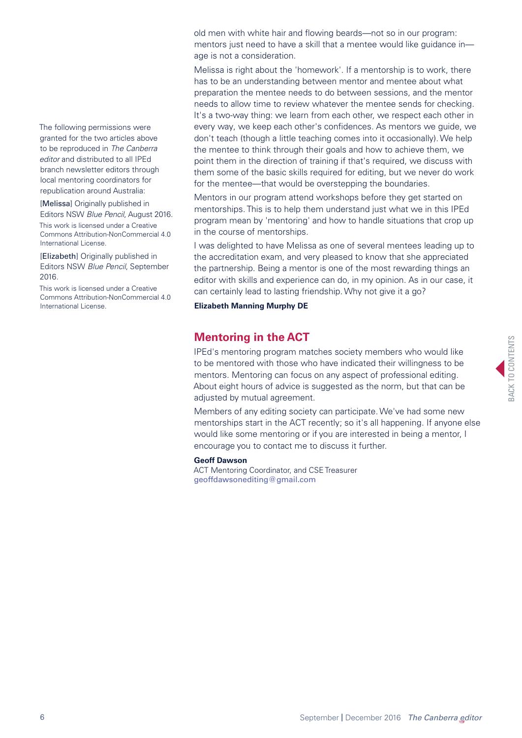old men with white hair and flowing beards—not so in our program: mentors just need to have a skill that a mentee would like guidance in—age is not a consideration.

Melissa is right about the 'homework'. If a mentorship is to work, there has to be an understanding between mentor and mentee about what preparation the mentee needs to do between sessions, and the mentor needs to allow time to review whatever the mentee sends for checking. It's a two-way thing: we learn from each other, we respect each other in every way, we keep each other's confidences. As mentors we guide, we don't teach (though a little teaching comes into it occasionally). We help the mentee to think through their goals and how to achieve them, we point them in the direction of training if that's required, we discuss with them some of the basic skills required for editing, but we never do work for the mentee—that would be overstepping the boundaries.

Mentors in our program attend workshops before they get started on mentorships. This is to help them understand just what we in this IPEd program mean by 'mentoring' and how to handle situations that crop up in the course of mentorships.

I was delighted to have Melissa as one of several mentees leading up to the accreditation exam, and very pleased to know that she appreciated the partnership. Being a mentor is one of the most rewarding things an editor with skills and experience can do, in my opinion. As in our case, it can certainly lead to lasting friendship. Why not give it a go?

**Elizabeth Manning Murphy DE**

The following permissions were granted for the two articles above to be reproduced in *The Canberra editor* and distributed to all IPEd branch newsletter editors through local mentoring coordinators for republication around Australia:

[Melissa] Originally published in Editors NSW *Blue Pencil*, August 2016.
This work is licensed under a Creative Commons Attribution-NonCommercial 4.0 International License.

[Elizabeth] Originally published in Editors NSW *Blue Pencil*, September 2016.
This work is licensed under a Creative Commons Attribution-NonCommercial 4.0 International License.

## Mentoring in the ACT

IPEd's mentoring program matches society members who would like to be mentored with those who have indicated their willingness to be mentors. Mentoring can focus on any aspect of professional editing. About eight hours of advice is suggested as the norm, but that can be adjusted by mutual agreement.

Members of any editing society can participate. We've had some new mentorships start in the ACT recently; so it's all happening. If anyone else would like some mentoring or if you are interested in being a mentor, I encourage you to contact me to discuss it further.

**Geoff Dawson**
ACT Mentoring Coordinator, and CSE Treasurer
geoffdawsonediting@gmail.com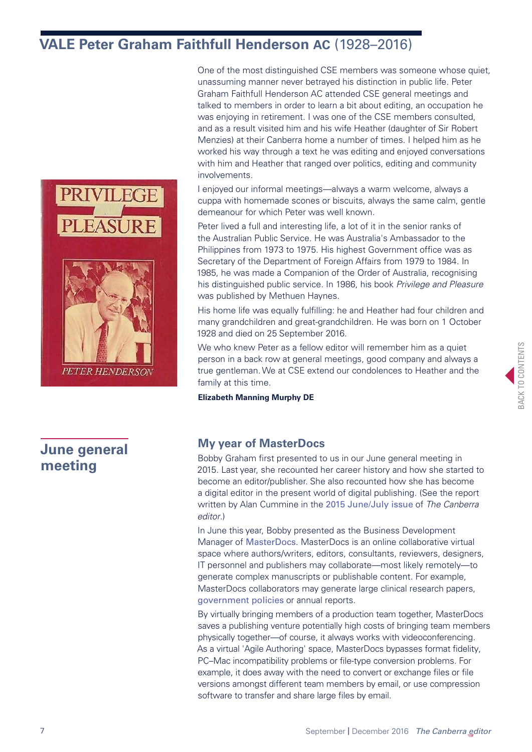## VALE Peter Graham Faithfull Henderson AC (1928–2016)

One of the most distinguished CSE members was someone whose quiet, unassuming manner never betrayed his distinction in public life. Peter Graham Faithfull Henderson AC attended CSE general meetings and talked to members in order to learn a bit about editing, an occupation he was enjoying in retirement. I was one of the CSE members consulted, and as a result visited him and his wife Heather (daughter of Sir Robert Menzies) at their Canberra home a number of times. I helped him as he worked his way through a text he was editing and enjoyed conversations with him and Heather that ranged over politics, editing and community involvements.

I enjoyed our informal meetings—always a warm welcome, always a cuppa with homemade scones or biscuits, always the same calm, gentle demeanour for which Peter was well known.

Peter lived a full and interesting life, a lot of it in the senior ranks of the Australian Public Service. He was Australia's Ambassador to the Philippines from 1973 to 1975. His highest Government office was as Secretary of the Department of Foreign Affairs from 1979 to 1984. In 1985, he was made a Companion of the Order of Australia, recognising his distinguished public service. In 1986, his book *Privilege and Pleasure* was published by Methuen Haynes.

His home life was equally fulfilling: he and Heather had four children and many grandchildren and great-grandchildren. He was born on 1 October 1928 and died on 25 September 2016.

We who knew Peter as a fellow editor will remember him as a quiet person in a back row at general meetings, good company and always a true gentleman. We at CSE extend our condolences to Heather and the family at this time.

**Elizabeth Manning Murphy DE**

## June general meeting

### My year of MasterDocs

Bobby Graham first presented to us in our June general meeting in 2015. Last year, she recounted her career history and how she started to become an editor/publisher. She also recounted how she has become a digital editor in the present world of digital publishing. (See the report written by Alan Cummine in the 2015 June/July issue of *The Canberra editor*.)

In June this year, Bobby presented as the Business Development Manager of MasterDocs. MasterDocs is an online collaborative virtual space where authors/writers, editors, consultants, reviewers, designers, IT personnel and publishers may collaborate—most likely remotely—to generate complex manuscripts or publishable content. For example, MasterDocs collaborators may generate large clinical research papers, government policies or annual reports.

By virtually bringing members of a production team together, MasterDocs saves a publishing venture potentially high costs of bringing team members physically together—of course, it always works with videoconferencing. As a virtual 'Agile Authoring' space, MasterDocs bypasses format fidelity, PC–Mac incompatibility problems or file-type conversion problems. For example, it does away with the need to convert or exchange files or file versions amongst different team members by email, or use compression software to transfer and share large files by email.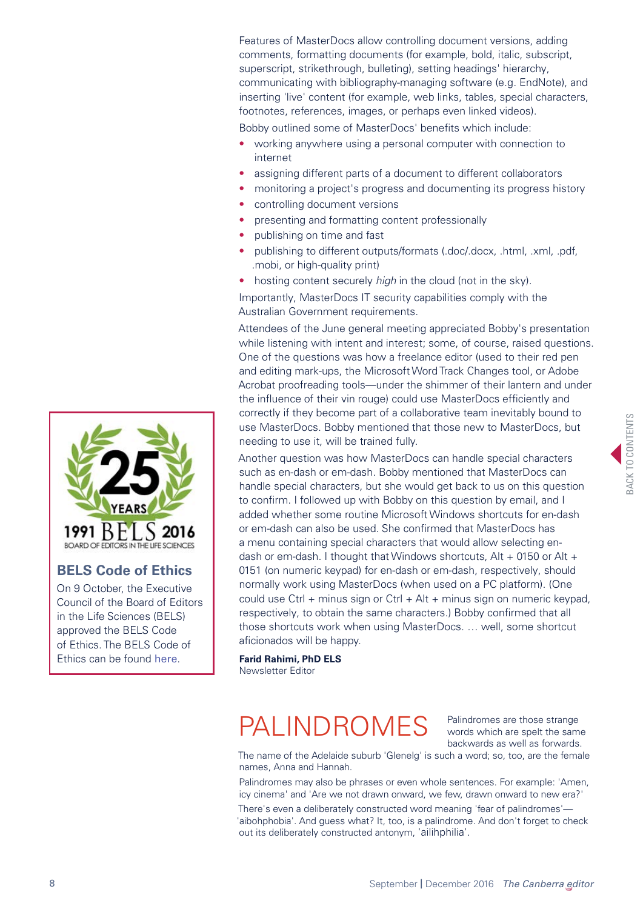Features of MasterDocs allow controlling document versions, adding comments, formatting documents (for example, bold, italic, subscript, superscript, strikethrough, bulleting), setting headings' hierarchy, communicating with bibliography-managing software (e.g. EndNote), and inserting 'live' content (for example, web links, tables, special characters, footnotes, references, images, or perhaps even linked videos).

Bobby outlined some of MasterDocs' benefits which include:

- working anywhere using a personal computer with connection to internet
- assigning different parts of a document to different collaborators
- monitoring a project's progress and documenting its progress history
- controlling document versions
- presenting and formatting content professionally
- publishing on time and fast
- publishing to different outputs/formats (.doc/.docx, .html, .xml, .pdf, .mobi, or high-quality print)
- hosting content securely *high* in the cloud (not in the sky).

Importantly, MasterDocs IT security capabilities comply with the Australian Government requirements.

Attendees of the June general meeting appreciated Bobby's presentation while listening with intent and interest; some, of course, raised questions. One of the questions was how a freelance editor (used to their red pen and editing mark-ups, the Microsoft Word Track Changes tool, or Adobe Acrobat proofreading tools—under the shimmer of their lantern and under the influence of their vin rouge) could use MasterDocs efficiently and correctly if they become part of a collaborative team inevitably bound to use MasterDocs. Bobby mentioned that those new to MasterDocs, but needing to use it, will be trained fully.

Another question was how MasterDocs can handle special characters such as en-dash or em-dash. Bobby mentioned that MasterDocs can handle special characters, but she would get back to us on this question to confirm. I followed up with Bobby on this question by email, and I added whether some routine Microsoft Windows shortcuts for en-dash or em-dash can also be used. She confirmed that MasterDocs has a menu containing special characters that would allow selecting en-dash or em-dash. I thought that Windows shortcuts, Alt + 0150 or Alt + 0151 (on numeric keypad) for en-dash or em-dash, respectively, should normally work using MasterDocs (when used on a PC platform). (One could use Ctrl + minus sign or Ctrl + Alt + minus sign on numeric keypad, respectively, to obtain the same characters.) Bobby confirmed that all those shortcuts work when using MasterDocs. … well, some shortcut aficionados will be happy.

**Farid Rahimi, PhD ELS**
Newsletter Editor

25 YEARS
1991 BELS 2016
BOARD OF EDITORS IN THE LIFE SCIENCES

## BELS Code of Ethics

On 9 October, the Executive Council of the Board of Editors in the Life Sciences (BELS) approved the BELS Code of Ethics. The BELS Code of Ethics can be found here.

# PALINDROMES

Palindromes are those strange words which are spelt the same backwards as well as forwards.

The name of the Adelaide suburb 'Glenelg' is such a word; so, too, are the female names, Anna and Hannah.

Palindromes may also be phrases or even whole sentences. For example: 'Amen, icy cinema' and 'Are we not drawn onward, we few, drawn onward to new era?'

There's even a deliberately constructed word meaning 'fear of palindromes'—'aibohphobia'. And guess what? It, too, is a palindrome. And don't forget to check out its deliberately constructed antonym, 'ailihphilia'.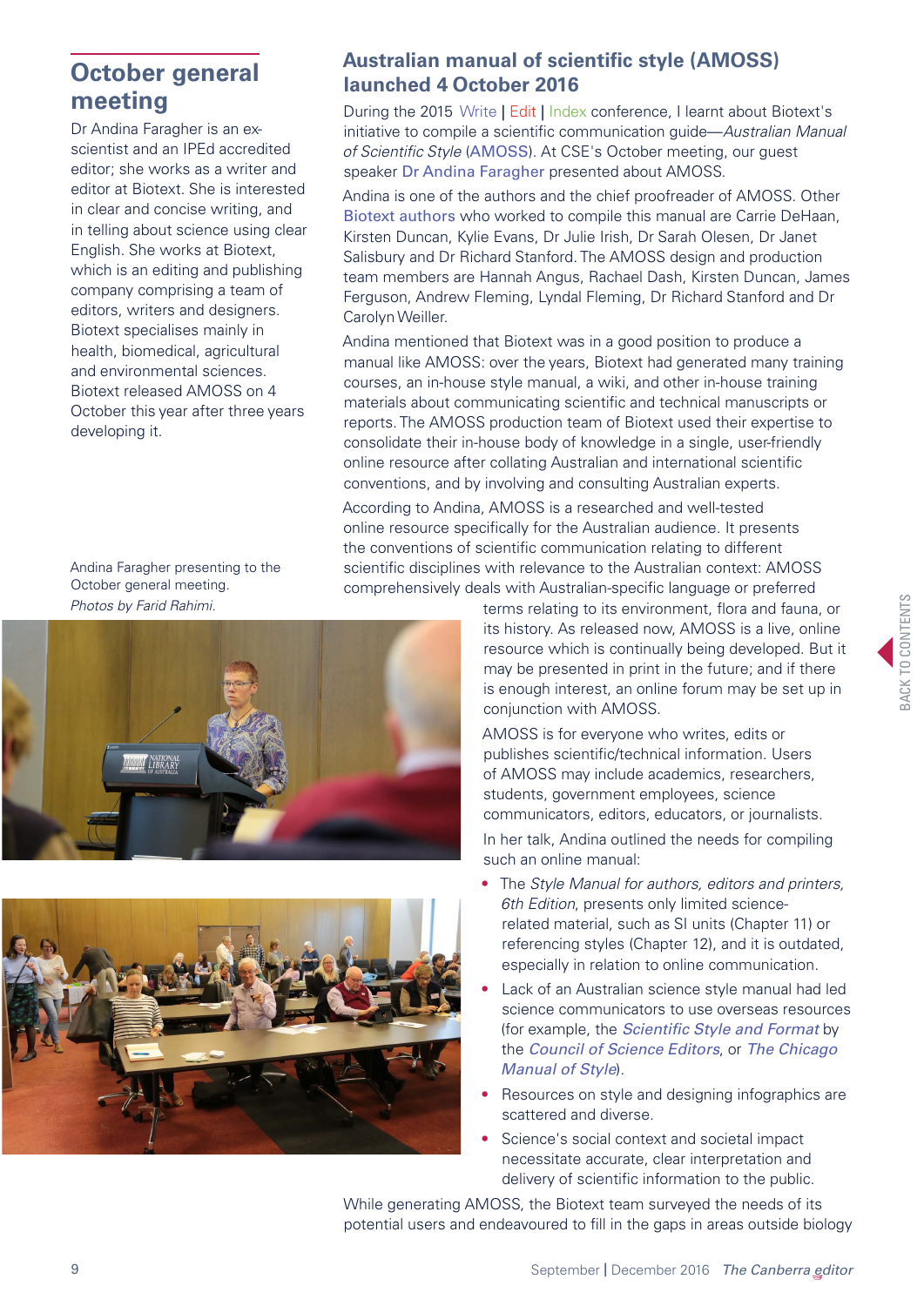## October general meeting

Dr Andina Faragher is an ex-scientist and an IPEd accredited editor; she works as a writer and editor at Biotext. She is interested in clear and concise writing, and in telling about science using clear English. She works at Biotext, which is an editing and publishing company comprising a team of editors, writers and designers. Biotext specialises mainly in health, biomedical, agricultural and environmental sciences. Biotext released AMOSS on 4 October this year after three years developing it.

Andina Faragher presenting to the October general meeting.
*Photos by Farid Rahimi.*

## Australian manual of scientific style (AMOSS) launched 4 October 2016

During the 2015 Write | Edit | Index conference, I learnt about Biotext's initiative to compile a scientific communication guide—*Australian Manual of Scientific Style* (AMOSS). At CSE's October meeting, our guest speaker Dr Andina Faragher presented about AMOSS.

Andina is one of the authors and the chief proofreader of AMOSS. Other Biotext authors who worked to compile this manual are Carrie DeHaan, Kirsten Duncan, Kylie Evans, Dr Julie Irish, Dr Sarah Olesen, Dr Janet Salisbury and Dr Richard Stanford. The AMOSS design and production team members are Hannah Angus, Rachael Dash, Kirsten Duncan, James Ferguson, Andrew Fleming, Lyndal Fleming, Dr Richard Stanford and Dr Carolyn Weiller.

Andina mentioned that Biotext was in a good position to produce a manual like AMOSS: over the years, Biotext had generated many training courses, an in-house style manual, a wiki, and other in-house training materials about communicating scientific and technical manuscripts or reports. The AMOSS production team of Biotext used their expertise to consolidate their in-house body of knowledge in a single, user-friendly online resource after collating Australian and international scientific conventions, and by involving and consulting Australian experts.

According to Andina, AMOSS is a researched and well-tested online resource specifically for the Australian audience. It presents the conventions of scientific communication relating to different scientific disciplines with relevance to the Australian context: AMOSS comprehensively deals with Australian-specific language or preferred terms relating to its environment, flora and fauna, or its history. As released now, AMOSS is a live, online resource which is continually being developed. But it may be presented in print in the future; and if there is enough interest, an online forum may be set up in conjunction with AMOSS.

AMOSS is for everyone who writes, edits or publishes scientific/technical information. Users of AMOSS may include academics, researchers, students, government employees, science communicators, editors, educators, or journalists.

In her talk, Andina outlined the needs for compiling such an online manual:

- The *Style Manual for authors, editors and printers, 6th Edition*, presents only limited science-related material, such as SI units (Chapter 11) or referencing styles (Chapter 12), and it is outdated, especially in relation to online communication.
- Lack of an Australian science style manual had led science communicators to use overseas resources (for example, the *Scientific Style and Format* by the *Council of Science Editors*, or *The Chicago Manual of Style*).
- Resources on style and designing infographics are scattered and diverse.
- Science's social context and societal impact necessitate accurate, clear interpretation and delivery of scientific information to the public.

While generating AMOSS, the Biotext team surveyed the needs of its potential users and endeavoured to fill in the gaps in areas outside biology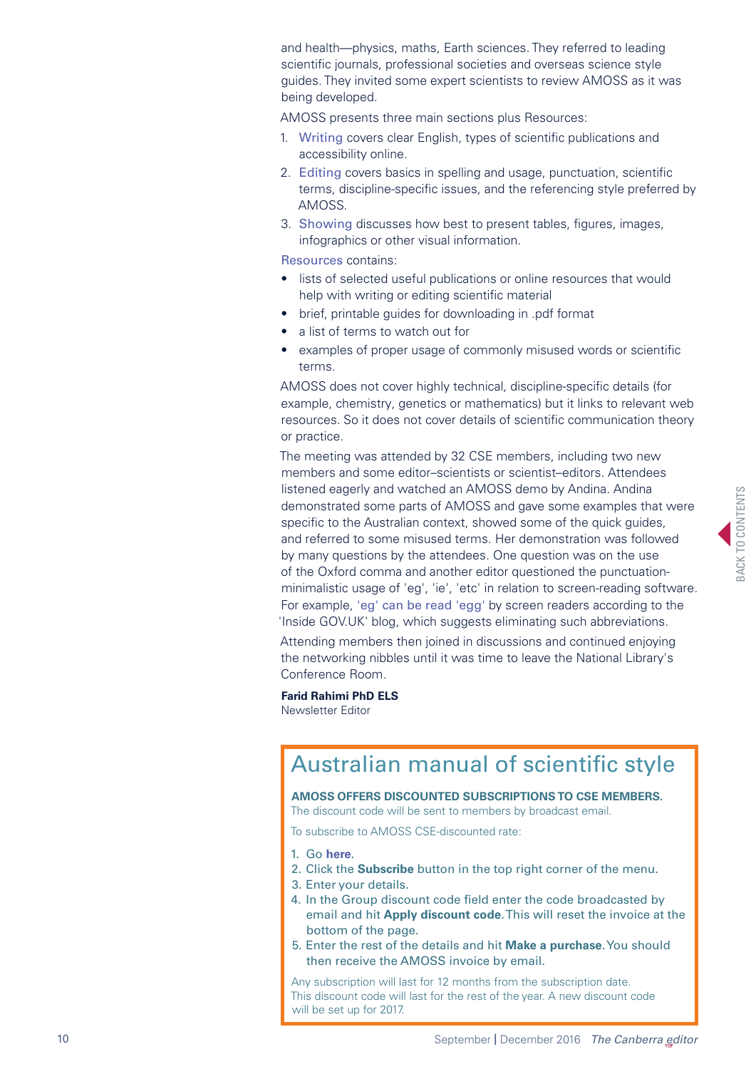and health—physics, maths, Earth sciences. They referred to leading scientific journals, professional societies and overseas science style guides. They invited some expert scientists to review AMOSS as it was being developed.

AMOSS presents three main sections plus Resources:

1. Writing covers clear English, types of scientific publications and accessibility online.
2. Editing covers basics in spelling and usage, punctuation, scientific terms, discipline-specific issues, and the referencing style preferred by AMOSS.
3. Showing discusses how best to present tables, figures, images, infographics or other visual information.

Resources contains:

- lists of selected useful publications or online resources that would help with writing or editing scientific material
- brief, printable guides for downloading in .pdf format
- a list of terms to watch out for
- examples of proper usage of commonly misused words or scientific terms.

AMOSS does not cover highly technical, discipline-specific details (for example, chemistry, genetics or mathematics) but it links to relevant web resources. So it does not cover details of scientific communication theory or practice.

The meeting was attended by 32 CSE members, including two new members and some editor–scientists or scientist–editors. Attendees listened eagerly and watched an AMOSS demo by Andina. Andina demonstrated some parts of AMOSS and gave some examples that were specific to the Australian context, showed some of the quick guides, and referred to some misused terms. Her demonstration was followed by many questions by the attendees. One question was on the use of the Oxford comma and another editor questioned the punctuation-minimalistic usage of 'eg', 'ie', 'etc' in relation to screen-reading software. For example, 'eg' can be read 'egg' by screen readers according to the 'Inside GOV.UK' blog, which suggests eliminating such abbreviations.

Attending members then joined in discussions and continued enjoying the networking nibbles until it was time to leave the National Library's Conference Room.

**Farid Rahimi PhD ELS**
Newsletter Editor

## Australian manual of scientific style

**AMOSS OFFERS DISCOUNTED SUBSCRIPTIONS TO CSE MEMBERS.**
The discount code will be sent to members by broadcast email.

To subscribe to AMOSS CSE-discounted rate:

1. Go **here**.
2. Click the **Subscribe** button in the top right corner of the menu.
3. Enter your details.
4. In the Group discount code field enter the code broadcasted by email and hit **Apply discount code**. This will reset the invoice at the bottom of the page.
5. Enter the rest of the details and hit **Make a purchase**. You should then receive the AMOSS invoice by email.

Any subscription will last for 12 months from the subscription date.
This discount code will last for the rest of the year. A new discount code will be set up for 2017.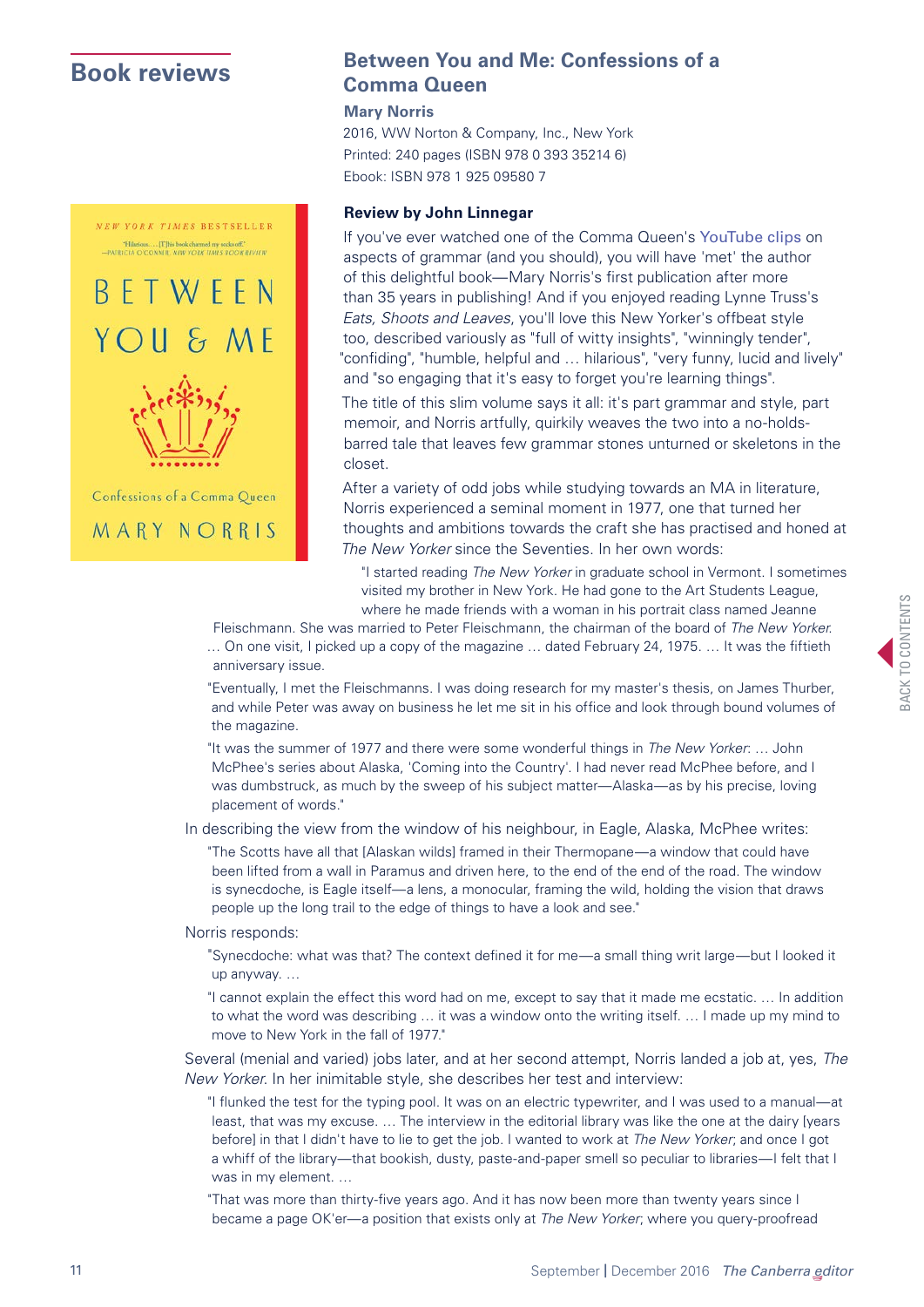## Book reviews

### Between You and Me: Confessions of a Comma Queen

**Mary Norris**

2016, WW Norton & Company, Inc., New York

Printed: 240 pages (ISBN 978 0 393 35214 6)

Ebook: ISBN 978 1 925 09580 7

**Review by John Linnegar**

If you've ever watched one of the Comma Queen's YouTube clips on aspects of grammar (and you should), you will have 'met' the author of this delightful book—Mary Norris's first publication after more than 35 years in publishing! And if you enjoyed reading Lynne Truss's *Eats, Shoots and Leaves*, you'll love this New Yorker's offbeat style too, described variously as "full of witty insights", "winningly tender", "confiding", "humble, helpful and … hilarious", "very funny, lucid and lively" and "so engaging that it's easy to forget you're learning things".

The title of this slim volume says it all: it's part grammar and style, part memoir, and Norris artfully, quirkily weaves the two into a no-holds-barred tale that leaves few grammar stones unturned or skeletons in the closet.

After a variety of odd jobs while studying towards an MA in literature, Norris experienced a seminal moment in 1977, one that turned her thoughts and ambitions towards the craft she has practised and honed at *The New Yorker* since the Seventies. In her own words:

> "I started reading *The New Yorker* in graduate school in Vermont. I sometimes visited my brother in New York. He had gone to the Art Students League, where he made friends with a woman in his portrait class named Jeanne Fleischmann. She was married to Peter Fleischmann, the chairman of the board of *The New Yorker*. … On one visit, I picked up a copy of the magazine … dated February 24, 1975. … It was the fiftieth anniversary issue.
>
> "Eventually, I met the Fleischmanns. I was doing research for my master's thesis, on James Thurber, and while Peter was away on business he let me sit in his office and look through bound volumes of the magazine.
>
> "It was the summer of 1977 and there were some wonderful things in *The New Yorker*: … John McPhee's series about Alaska, 'Coming into the Country'. I had never read McPhee before, and I was dumbstruck, as much by the sweep of his subject matter—Alaska—as by his precise, loving placement of words."

In describing the view from the window of his neighbour, in Eagle, Alaska, McPhee writes:

> "The Scotts have all that [Alaskan wilds] framed in their Thermopane—a window that could have been lifted from a wall in Paramus and driven here, to the end of the end of the road. The window is synecdoche, is Eagle itself—a lens, a monocular, framing the wild, holding the vision that draws people up the long trail to the edge of things to have a look and see."

Norris responds:

> "Synecdoche: what was that? The context defined it for me—a small thing writ large—but I looked it up anyway. …
>
> "I cannot explain the effect this word had on me, except to say that it made me ecstatic. … In addition to what the word was describing … it was a window onto the writing itself. … I made up my mind to move to New York in the fall of 1977."

Several (menial and varied) jobs later, and at her second attempt, Norris landed a job at, yes, *The New Yorker*. In her inimitable style, she describes her test and interview:

> "I flunked the test for the typing pool. It was on an electric typewriter, and I was used to a manual—at least, that was my excuse. … The interview in the editorial library was like the one at the dairy [years before] in that I didn't have to lie to get the job. I wanted to work at *The New Yorker*, and once I got a whiff of the library—that bookish, dusty, paste-and-paper smell so peculiar to libraries—I felt that I was in my element. …
>
> "That was more than thirty-five years ago. And it has now been more than twenty years since I became a page OK'er—a position that exists only at *The New Yorker*, where you query-proofread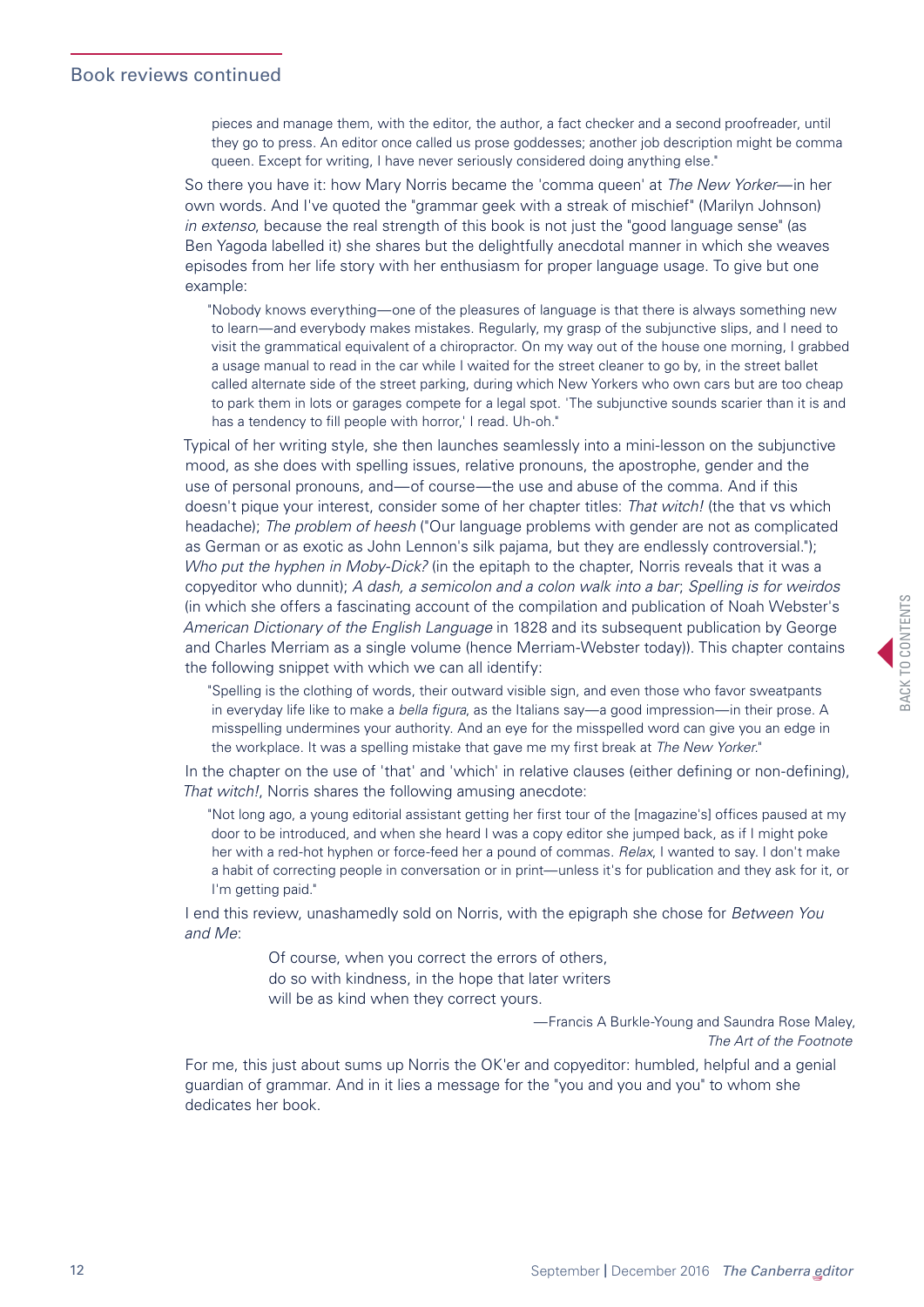## Book reviews continued

> pieces and manage them, with the editor, the author, a fact checker and a second proofreader, until they go to press. An editor once called us prose goddesses; another job description might be comma queen. Except for writing, I have never seriously considered doing anything else."

So there you have it: how Mary Norris became the 'comma queen' at *The New Yorker*—in her own words. And I've quoted the "grammar geek with a streak of mischief" (Marilyn Johnson) *in extenso*, because the real strength of this book is not just the "good language sense" (as Ben Yagoda labelled it) she shares but the delightfully anecdotal manner in which she weaves episodes from her life story with her enthusiasm for proper language usage. To give but one example:

> "Nobody knows everything—one of the pleasures of language is that there is always something new to learn—and everybody makes mistakes. Regularly, my grasp of the subjunctive slips, and I need to visit the grammatical equivalent of a chiropractor. On my way out of the house one morning, I grabbed a usage manual to read in the car while I waited for the street cleaner to go by, in the street ballet called alternate side of the street parking, during which New Yorkers who own cars but are too cheap to park them in lots or garages compete for a legal spot. 'The subjunctive sounds scarier than it is and has a tendency to fill people with horror,' I read. Uh-oh."

Typical of her writing style, she then launches seamlessly into a mini-lesson on the subjunctive mood, as she does with spelling issues, relative pronouns, the apostrophe, gender and the use of personal pronouns, and—of course—the use and abuse of the comma. And if this doesn't pique your interest, consider some of her chapter titles: *That witch!* (the that vs which headache); *The problem of heesh* ("Our language problems with gender are not as complicated as German or as exotic as John Lennon's silk pajama, but they are endlessly controversial."); *Who put the hyphen in Moby-Dick?* (in the epitaph to the chapter, Norris reveals that it was a copyeditor who dunnit); *A dash, a semicolon and a colon walk into a bar*; *Spelling is for weirdos* (in which she offers a fascinating account of the compilation and publication of Noah Webster's *American Dictionary of the English Language* in 1828 and its subsequent publication by George and Charles Merriam as a single volume (hence Merriam-Webster today)). This chapter contains the following snippet with which we can all identify:

> "Spelling is the clothing of words, their outward visible sign, and even those who favor sweatpants in everyday life like to make a *bella figura*, as the Italians say—a good impression—in their prose. A misspelling undermines your authority. And an eye for the misspelled word can give you an edge in the workplace. It was a spelling mistake that gave me my first break at *The New Yorker*."

In the chapter on the use of 'that' and 'which' in relative clauses (either defining or non-defining), *That witch!*, Norris shares the following amusing anecdote:

> "Not long ago, a young editorial assistant getting her first tour of the [magazine's] offices paused at my door to be introduced, and when she heard I was a copy editor she jumped back, as if I might poke her with a red-hot hyphen or force-feed her a pound of commas. *Relax*, I wanted to say. I don't make a habit of correcting people in conversation or in print—unless it's for publication and they ask for it, or I'm getting paid."

I end this review, unashamedly sold on Norris, with the epigraph she chose for *Between You and Me*:

> Of course, when you correct the errors of others,
> do so with kindness, in the hope that later writers
> will be as kind when they correct yours.
>
> —Francis A Burkle-Young and Saundra Rose Maley,
> *The Art of the Footnote*

For me, this just about sums up Norris the OK'er and copyeditor: humbled, helpful and a genial guardian of grammar. And in it lies a message for the "you and you and you" to whom she dedicates her book.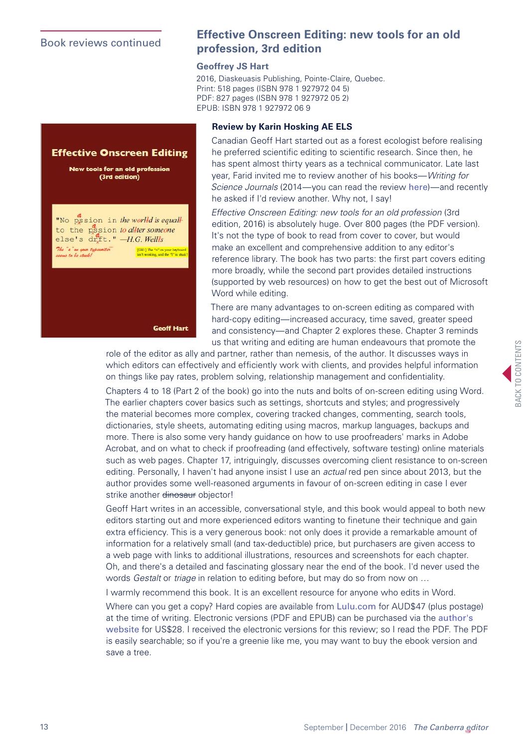Book reviews continued

## Effective Onscreen Editing: new tools for an old profession, 3rd edition

**Geoffrey JS Hart**

2016, Diaskeuasis Publishing, Pointe-Claire, Quebec.
Print: 518 pages (ISBN 978 1 927972 04 5)
PDF: 827 pages (ISBN 978 1 927972 05 2)
EPUB: ISBN 978 1 927972 06 9

**Review by Karin Hosking AE ELS**

Canadian Geoff Hart started out as a forest ecologist before realising he preferred scientific editing to scientific research. Since then, he has spent almost thirty years as a technical communicator. Late last year, Farid invited me to review another of his books—*Writing for Science Journals* (2014—you can read the review here)—and recently he asked if I'd review another. Why not, I say!

*Effective Onscreen Editing: new tools for an old profession* (3rd edition, 2016) is absolutely huge. Over 800 pages (the PDF version). It's not the type of book to read from cover to cover, but would make an excellent and comprehensive addition to any editor's reference library. The book has two parts: the first part covers editing more broadly, while the second part provides detailed instructions (supported by web resources) on how to get the best out of Microsoft Word while editing.

There are many advantages to on-screen editing as compared with hard-copy editing—increased accuracy, time saved, greater speed and consistency—and Chapter 2 explores these. Chapter 3 reminds us that writing and editing are human endeavours that promote the role of the editor as ally and partner, rather than nemesis, of the author. It discusses ways in which editors can effectively and efficiently work with clients, and provides helpful information on things like pay rates, problem solving, relationship management and confidentiality.

Chapters 4 to 18 (Part 2 of the book) go into the nuts and bolts of on-screen editing using Word. The earlier chapters cover basics such as settings, shortcuts and styles; and progressively the material becomes more complex, covering tracked changes, commenting, search tools, dictionaries, style sheets, automating editing using macros, markup languages, backups and more. There is also some very handy guidance on how to use proofreaders' marks in Adobe Acrobat, and on what to check if proofreading (and effectively, software testing) online materials such as web pages. Chapter 17, intriguingly, discusses overcoming client resistance to on-screen editing. Personally, I haven't had anyone insist I use an *actual* red pen since about 2013, but the author provides some well-reasoned arguments in favour of on-screen editing in case I ever strike another ~~dinosaur~~ objector!

Geoff Hart writes in an accessible, conversational style, and this book would appeal to both new editors starting out and more experienced editors wanting to finetune their technique and gain extra efficiency. This is a very generous book: not only does it provide a remarkable amount of information for a relatively small (and tax-deductible) price, but purchasers are given access to a web page with links to additional illustrations, resources and screenshots for each chapter. Oh, and there's a detailed and fascinating glossary near the end of the book. I'd never used the words *Gestalt* or *triage* in relation to editing before, but may do so from now on …

I warmly recommend this book. It is an excellent resource for anyone who edits in Word.

Where can you get a copy? Hard copies are available from Lulu.com for AUD$47 (plus postage) at the time of writing. Electronic versions (PDF and EPUB) can be purchased via the author's website for US$28. I received the electronic versions for this review; so I read the PDF. The PDF is easily searchable; so if you're a greenie like me, you may want to buy the ebook version and save a tree.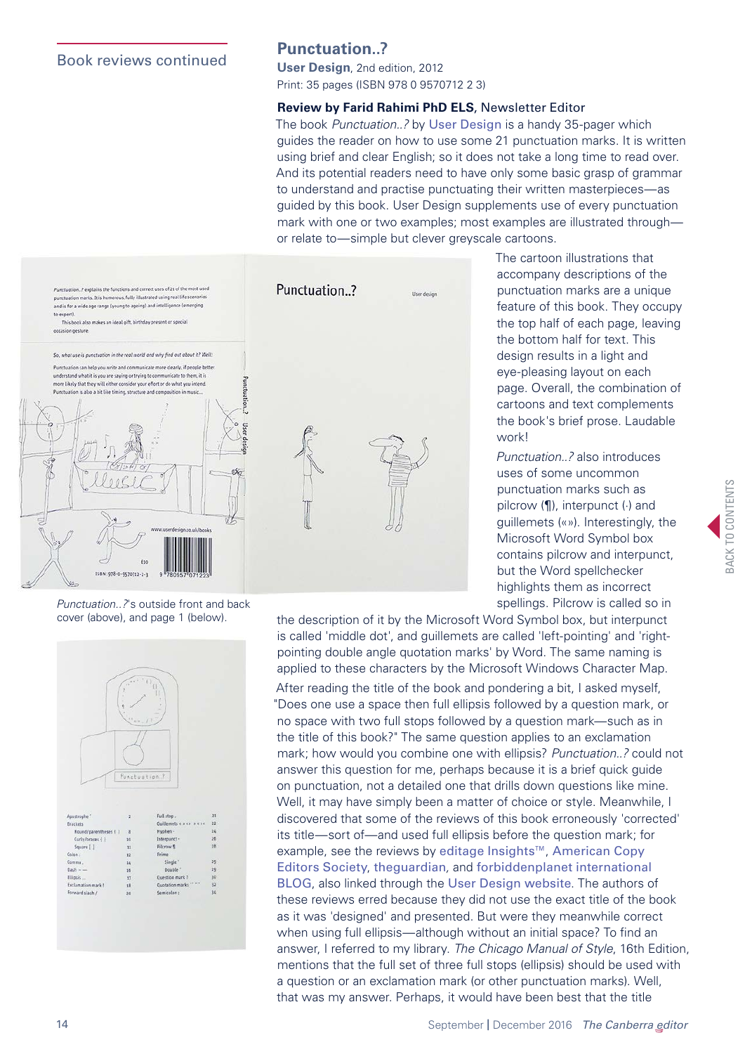Book reviews continued

## Punctuation..?

**User Design**, 2nd edition, 2012
Print: 35 pages (ISBN 978 0 9570712 2 3)

**Review by Farid Rahimi PhD ELS**, Newsletter Editor

The book *Punctuation..?* by User Design is a handy 35-pager which guides the reader on how to use some 21 punctuation marks. It is written using brief and clear English; so it does not take a long time to read over. And its potential readers need to have only some basic grasp of grammar to understand and practise punctuating their written masterpieces—as guided by this book. User Design supplements use of every punctuation mark with one or two examples; most examples are illustrated through—or relate to—simple but clever greyscale cartoons.

The cartoon illustrations that accompany descriptions of the punctuation marks are a unique feature of this book. They occupy the top half of each page, leaving the bottom half for text. This design results in a light and eye-pleasing layout on each page. Overall, the combination of cartoons and text complements the book's brief prose. Laudable work!

*Punctuation..?* also introduces uses of some uncommon punctuation marks such as pilcrow (¶), interpunct (·) and guillemets («»). Interestingly, the Microsoft Word Symbol box contains pilcrow and interpunct, but the Word spellchecker highlights them as incorrect spellings. Pilcrow is called so in the description of it by the Microsoft Word Symbol box, but interpunct is called 'middle dot', and guillemets are called 'left-pointing' and 'right-pointing double angle quotation marks' by Word. The same naming is applied to these characters by the Microsoft Windows Character Map.

*Punctuation..?*'s outside front and back cover (above), and page 1 (below).

After reading the title of the book and pondering a bit, I asked myself, "Does one use a space then full ellipsis followed by a question mark, or no space with two full stops followed by a question mark—such as in the title of this book?" The same question applies to an exclamation mark; how would you combine one with ellipsis? *Punctuation..?* could not answer this question for me, perhaps because it is a brief quick guide on punctuation, not a detailed one that drills down questions like mine. Well, it may have simply been a matter of choice or style. Meanwhile, I discovered that some of the reviews of this book erroneously 'corrected' its title—sort of—and used full ellipsis before the question mark; for example, see the reviews by editage Insights™, American Copy Editors Society, theguardian, and forbiddenplanet international BLOG, also linked through the User Design website. The authors of these reviews erred because they did not use the exact title of the book as it was 'designed' and presented. But were they meanwhile correct when using full ellipsis—although without an initial space? To find an answer, I referred to my library. *The Chicago Manual of Style*, 16th Edition, mentions that the full set of three full stops (ellipsis) should be used with a question or an exclamation mark (or other punctuation marks). Well, that was my answer. Perhaps, it would have been best that the title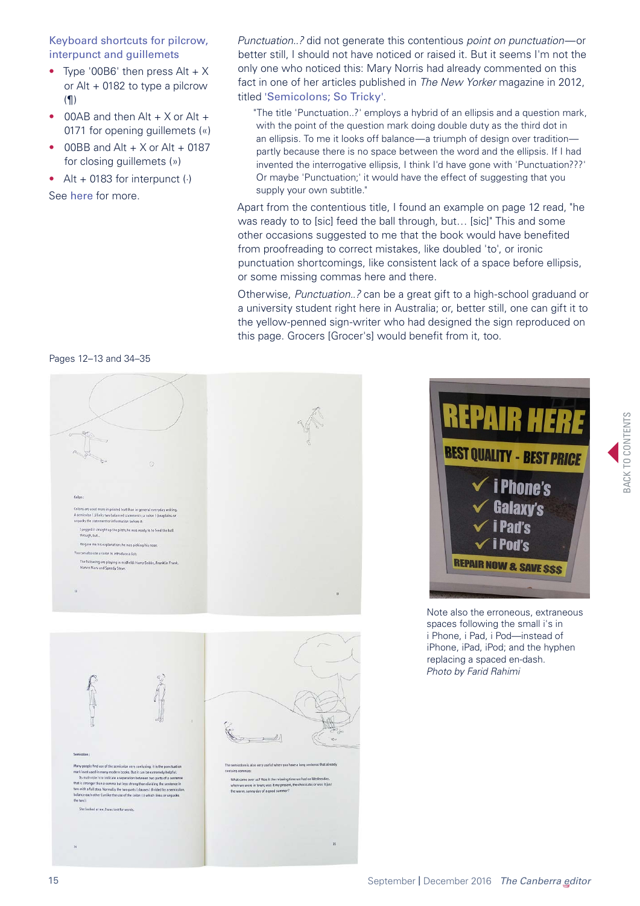### Keyboard shortcuts for pilcrow, interpunct and guillemets

- Type '00B6' then press Alt + X or Alt + 0182 to type a pilcrow (¶)
- 00AB and then Alt + X or Alt + 0171 for opening guillemets («)
- 00BB and Alt + X or Alt + 0187 for closing guillemets (»)
- Alt + 0183 for interpunct (·)

See here for more.

*Punctuation..?* did not generate this contentious *point on punctuation*—or better still, I should not have noticed or raised it. But it seems I'm not the only one who noticed this: Mary Norris had already commented on this fact in one of her articles published in *The New Yorker* magazine in 2012, titled 'Semicolons; So Tricky'.

> "The title 'Punctuation..?' employs a hybrid of an ellipsis and a question mark, with the point of the question mark doing double duty as the third dot in an ellipsis. To me it looks off balance—a triumph of design over tradition—partly because there is no space between the word and the ellipsis. If I had invented the interrogative ellipsis, I think I'd have gone with 'Punctuation???' Or maybe 'Punctuation;' it would have the effect of suggesting that you supply your own subtitle."

Apart from the contentious title, I found an example on page 12 read, "he was ready to to [sic] feed the ball through, but… [sic]" This and some other occasions suggested to me that the book would have benefited from proofreading to correct mistakes, like doubled 'to', or ironic punctuation shortcomings, like consistent lack of a space before ellipsis, or some missing commas here and there.

Otherwise, *Punctuation..?* can be a great gift to a high-school graduand or a university student right here in Australia; or, better still, one can gift it to the yellow-penned sign-writer who had designed the sign reproduced on this page. Grocers [Grocer's] would benefit from it, too.

Pages 12–13 and 34–35

Note also the erroneous, extraneous spaces following the small i's in i Phone, i Pad, i Pod—instead of iPhone, iPad, iPod; and the hyphen replacing a spaced en-dash. *Photo by Farid Rahimi*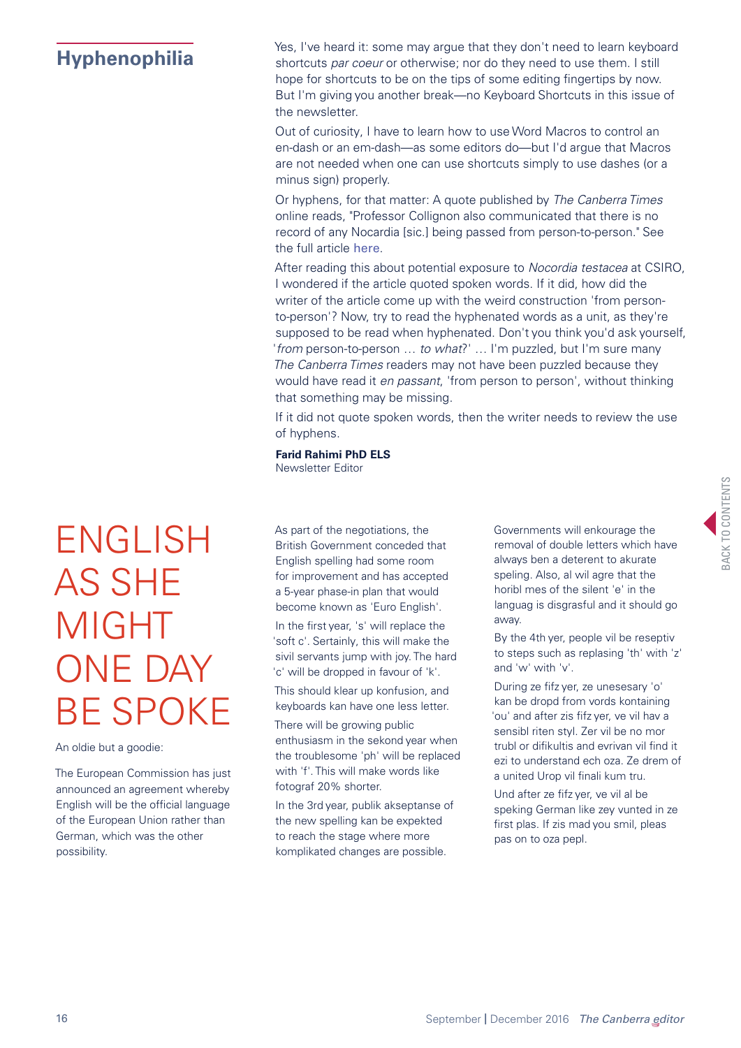## Hyphenophilia

Yes, I've heard it: some may argue that they don't need to learn keyboard shortcuts *par coeur* or otherwise; nor do they need to use them. I still hope for shortcuts to be on the tips of some editing fingertips by now. But I'm giving you another break—no Keyboard Shortcuts in this issue of the newsletter.

Out of curiosity, I have to learn how to use Word Macros to control an en-dash or an em-dash—as some editors do—but I'd argue that Macros are not needed when one can use shortcuts simply to use dashes (or a minus sign) properly.

Or hyphens, for that matter: A quote published by *The Canberra Times* online reads, "Professor Collignon also communicated that there is no record of any Nocardia [sic.] being passed from person-to-person." See the full article here.

After reading this about potential exposure to *Nocordia testacea* at CSIRO, I wondered if the article quoted spoken words. If it did, how did the writer of the article come up with the weird construction 'from person-to-person'? Now, try to read the hyphenated words as a unit, as they're supposed to be read when hyphenated. Don't you think you'd ask yourself, '*from* person-to-person … *to what*?' … I'm puzzled, but I'm sure many *The Canberra Times* readers may not have been puzzled because they would have read it *en passant*, 'from person to person', without thinking that something may be missing.

If it did not quote spoken words, then the writer needs to review the use of hyphens.

**Farid Rahimi PhD ELS**
Newsletter Editor

# ENGLISH AS SHE MIGHT ONE DAY BE SPOKE

An oldie but a goodie:

The European Commission has just announced an agreement whereby English will be the official language of the European Union rather than German, which was the other possibility.

As part of the negotiations, the British Government conceded that English spelling had some room for improvement and has accepted a 5-year phase-in plan that would become known as 'Euro English'.

In the first year, 's' will replace the 'soft c'. Sertainly, this will make the sivil servants jump with joy. The hard 'c' will be dropped in favour of 'k'.

This should klear up konfusion, and keyboards kan have one less letter.

There will be growing public enthusiasm in the sekond year when the troublesome 'ph' will be replaced with 'f'. This will make words like fotograf 20% shorter.

In the 3rd year, publik akseptanse of the new spelling kan be expekted to reach the stage where more komplikated changes are possible.

Governments will enkourage the removal of double letters which have always ben a deterent to akurate speling. Also, al wil agre that the horibl mes of the silent 'e' in the languag is disgrasful and it should go away.

By the 4th yer, people vil be reseptiv to steps such as replasing 'th' with 'z' and 'w' with 'v'.

During ze fifz yer, ze unesesary 'o' kan be dropd from vords kontaining 'ou' and after zis fifz yer, ve vil hav a sensibl riten styl. Zer vil be no mor trubl or difikultis and evrivan vil find it ezi to understand ech oza. Ze drem of a united Urop vil finali kum tru.

Und after ze fifz yer, ve vil al be speking German like zey vunted in ze first plas. If zis mad you smil, pleas pas on to oza pepl.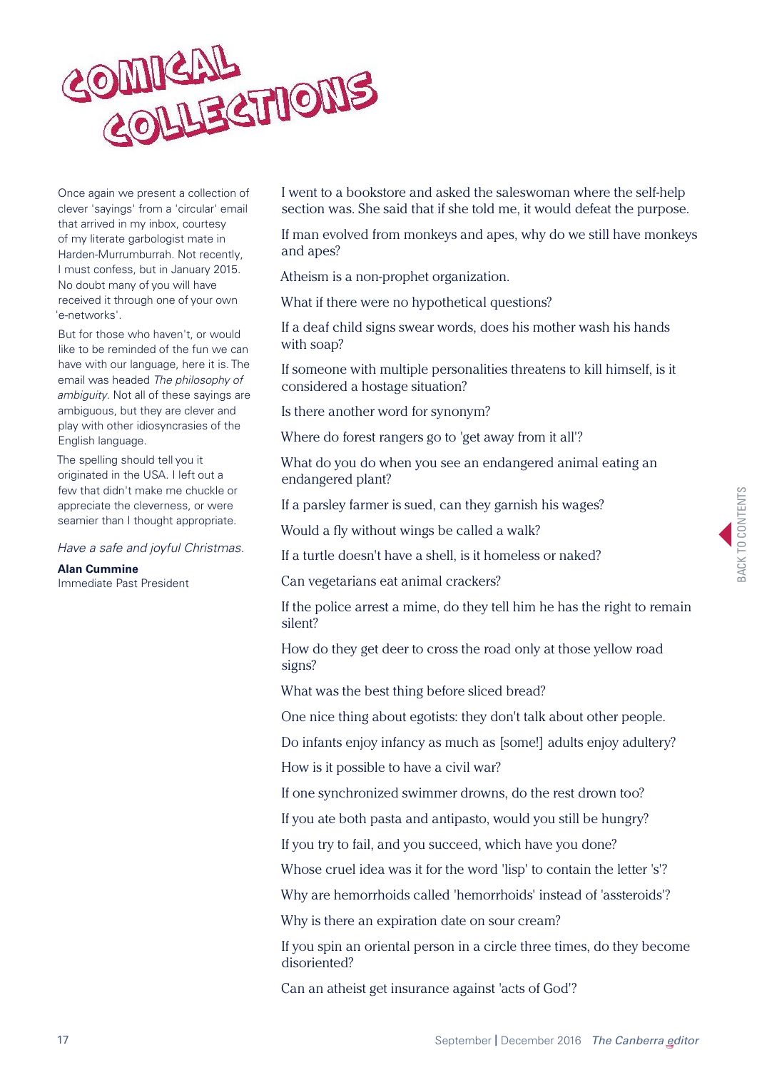# COMICAL COLLECTIONS

Once again we present a collection of clever 'sayings' from a 'circular' email that arrived in my inbox, courtesy of my literate garbologist mate in Harden-Murrumburrah. Not recently, I must confess, but in January 2015. No doubt many of you will have received it through one of your own 'e-networks'.

But for those who haven't, or would like to be reminded of the fun we can have with our language, here it is. The email was headed *The philosophy of ambiguity*. Not all of these sayings are ambiguous, but they are clever and play with other idiosyncrasies of the English language.

The spelling should tell you it originated in the USA. I left out a few that didn't make me chuckle or appreciate the cleverness, or were seamier than I thought appropriate.

*Have a safe and joyful Christmas.*

**Alan Cummine**
Immediate Past President

I went to a bookstore and asked the saleswoman where the self-help section was. She said that if she told me, it would defeat the purpose.

If man evolved from monkeys and apes, why do we still have monkeys and apes?

Atheism is a non-prophet organization.

What if there were no hypothetical questions?

If a deaf child signs swear words, does his mother wash his hands with soap?

If someone with multiple personalities threatens to kill himself, is it considered a hostage situation?

Is there another word for synonym?

Where do forest rangers go to 'get away from it all'?

What do you do when you see an endangered animal eating an endangered plant?

If a parsley farmer is sued, can they garnish his wages?

Would a fly without wings be called a walk?

If a turtle doesn't have a shell, is it homeless or naked?

Can vegetarians eat animal crackers?

If the police arrest a mime, do they tell him he has the right to remain silent?

How do they get deer to cross the road only at those yellow road signs?

What was the best thing before sliced bread?

One nice thing about egotists: they don't talk about other people.

Do infants enjoy infancy as much as [some!] adults enjoy adultery?

How is it possible to have a civil war?

If one synchronized swimmer drowns, do the rest drown too?

If you ate both pasta and antipasto, would you still be hungry?

If you try to fail, and you succeed, which have you done?

Whose cruel idea was it for the word 'lisp' to contain the letter 's'?

Why are hemorrhoids called 'hemorrhoids' instead of 'asteroids'?

Why is there an expiration date on sour cream?

If you spin an oriental person in a circle three times, do they become disoriented?

Can an atheist get insurance against 'acts of God'?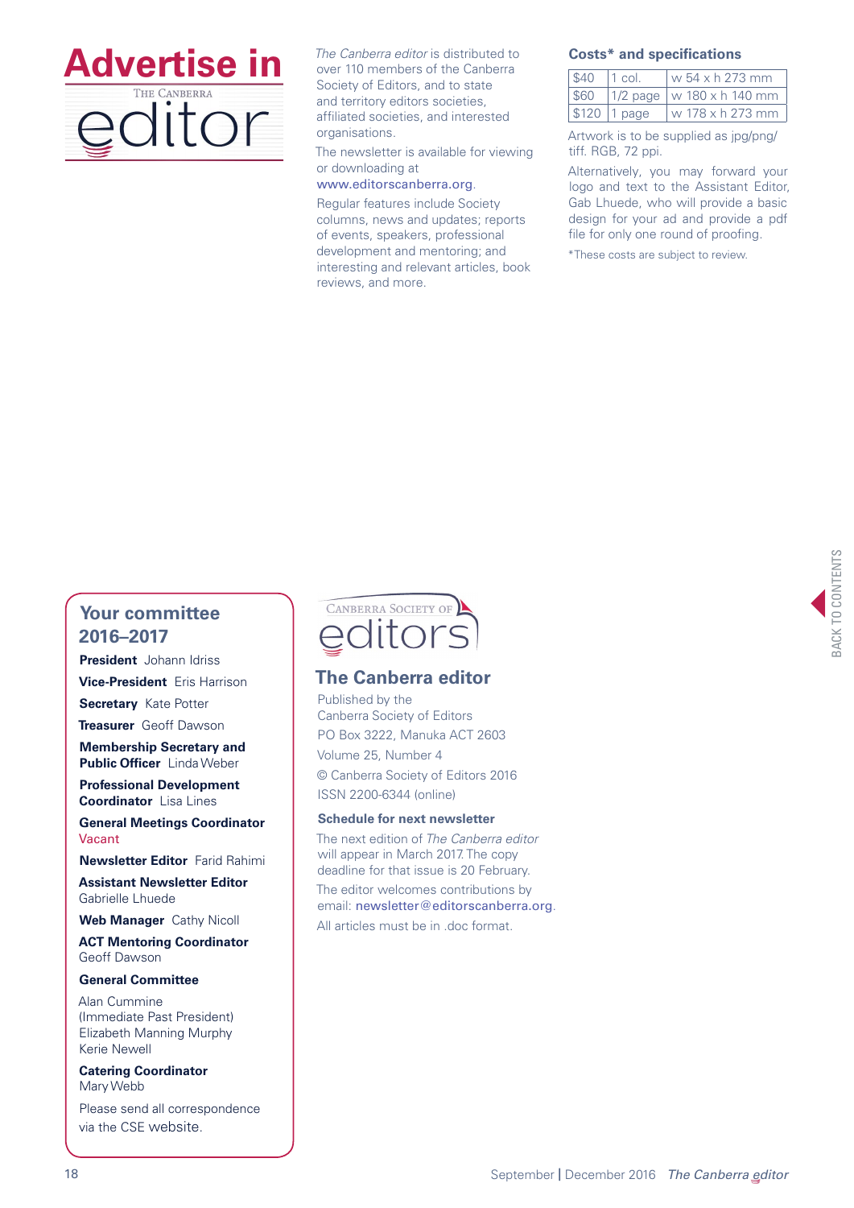# Advertise in *The Canberra editor*

*The Canberra editor* is distributed to over 110 members of the Canberra Society of Editors, and to state and territory editors societies, affiliated societies, and interested organisations.

The newsletter is available for viewing or downloading at www.editorscanberra.org.

Regular features include Society columns, news and updates; reports of events, speakers, professional development and mentoring; and interesting and relevant articles, book reviews, and more.

### Costs* and specifications

| | | |
|---|---|---|
| $40 | 1 col. | w 54 x h 273 mm |
| $60 | 1/2 page | w 180 x h 140 mm |
| $120 | 1 page | w 178 x h 273 mm |

Artwork is to be supplied as jpg/png/tiff. RGB, 72 ppi.

Alternatively, you may forward your logo and text to the Assistant Editor, Gab Lhuede, who will provide a basic design for your ad and provide a pdf file for only one round of proofing.

*These costs are subject to review.

## Your committee 2016–2017

**President** Johann Idriss

**Vice-President** Eris Harrison

**Secretary** Kate Potter

**Treasurer** Geoff Dawson

**Membership Secretary and Public Officer** Linda Weber

**Professional Development Coordinator** Lisa Lines

**General Meetings Coordinator** Vacant

**Newsletter Editor** Farid Rahimi

**Assistant Newsletter Editor** Gabrielle Lhuede

**Web Manager** Cathy Nicoll

**ACT Mentoring Coordinator** Geoff Dawson

**General Committee**

Alan Cummine (Immediate Past President)
Elizabeth Manning Murphy
Kerie Newell

**Catering Coordinator** Mary Webb

Please send all correspondence via the CSE website.

## The Canberra editor

Published by the Canberra Society of Editors
PO Box 3222, Manuka ACT 2603
Volume 25, Number 4
© Canberra Society of Editors 2016
ISSN 2200-6344 (online)

### Schedule for next newsletter

The next edition of *The Canberra editor* will appear in March 2017. The copy deadline for that issue is 20 February.

The editor welcomes contributions by email: newsletter@editorscanberra.org.

All articles must be in .doc format.